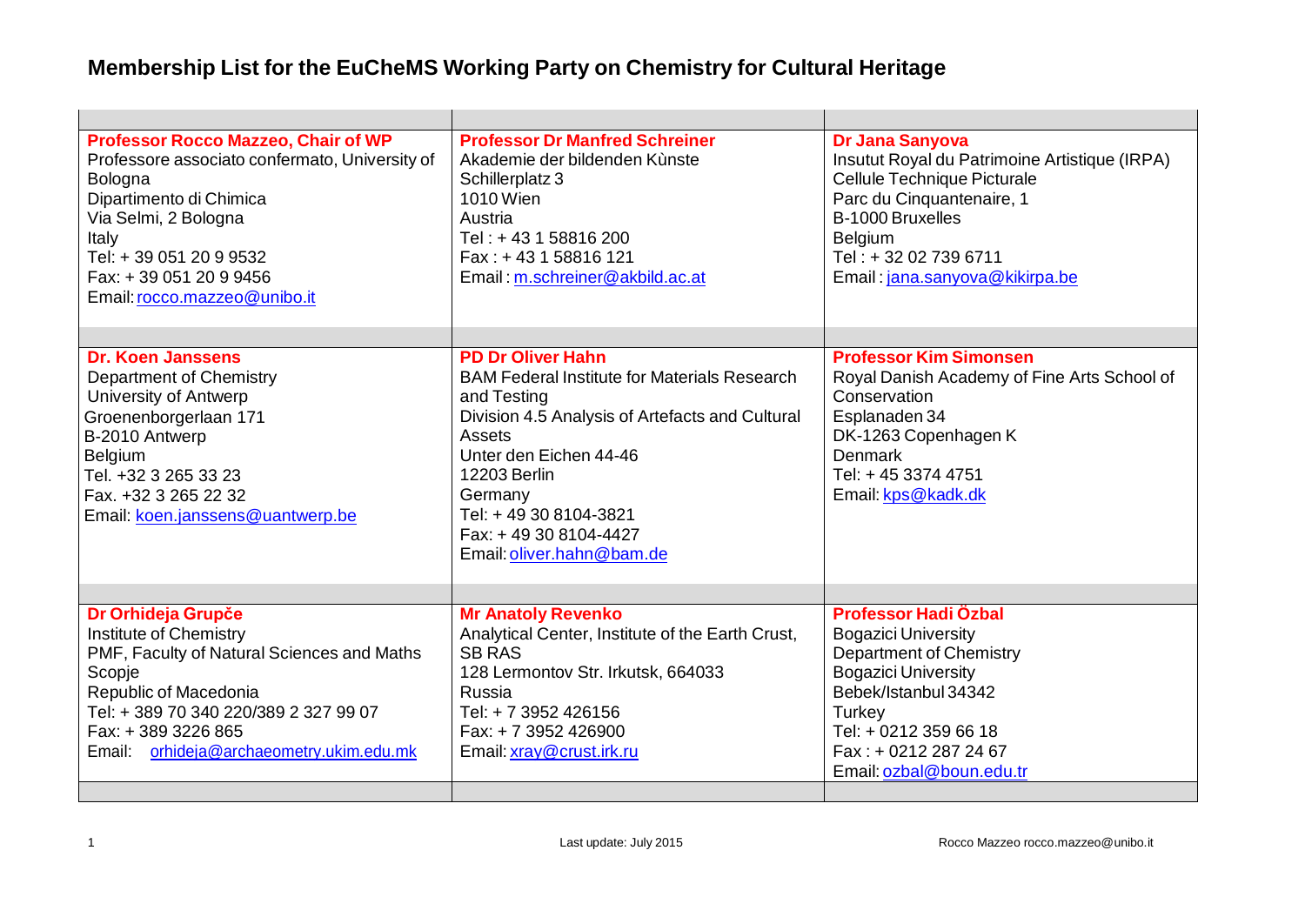# Membership List for the EuCheMS Working Party on Chemistry for Cultural Heritage

| | | |
|---|---|---|
| **Professor Rocco Mazzeo, Chair of WP**<br>Professore associato confermato, University of Bologna<br>Dipartimento di Chimica<br>Via Selmi, 2 Bologna<br>Italy<br>Tel: + 39 051 20 9 9532<br>Fax: + 39 051 20 9 9456<br>Email: rocco.mazzeo@unibo.it | **Professor Dr Manfred Schreiner**<br>Akademie der bildenden Kùnste<br>Schillerplatz 3<br>1010 Wien<br>Austria<br>Tel : + 43 1 58816 200<br>Fax : + 43 1 58816 121<br>Email : m.schreiner@akbild.ac.at | **Dr Jana Sanyova**<br>Insutut Royal du Patrimoine Artistique (IRPA)<br>Cellule Technique Picturale<br>Parc du Cinquantenaire, 1<br>B-1000 Bruxelles<br>Belgium<br>Tel : + 32 02 739 6711<br>Email : jana.sanyova@kikirpa.be |
| | | |
| **Dr. Koen Janssens**<br>Department of Chemistry<br>University of Antwerp<br>Groenenborgerlaan 171<br>B-2010 Antwerp<br>Belgium<br>Tel. +32 3 265 33 23<br>Fax. +32 3 265 22 32<br>Email: koen.janssens@uantwerp.be | **PD Dr Oliver Hahn**<br>BAM Federal Institute for Materials Research and Testing<br>Division 4.5 Analysis of Artefacts and Cultural Assets<br>Unter den Eichen 44-46<br>12203 Berlin<br>Germany<br>Tel: + 49 30 8104-3821<br>Fax: + 49 30 8104-4427<br>Email: oliver.hahn@bam.de | **Professor Kim Simonsen**<br>Royal Danish Academy of Fine Arts School of Conservation<br>Esplanaden 34<br>DK-1263 Copenhagen K<br>Denmark<br>Tel: + 45 3374 4751<br>Email: kps@kadk.dk |
| | | |
| **Dr Orhideja Grupče**<br>Institute of Chemistry<br>PMF, Faculty of Natural Sciences and Maths<br>Scopje<br>Republic of Macedonia<br>Tel: + 389 70 340 220/389 2 327 99 07<br>Fax: + 389 3226 865<br>Email: orhideja@archaeometry.ukim.edu.mk | **Mr Anatoly Revenko**<br>Analytical Center, Institute of the Earth Crust, SB RAS<br>128 Lermontov Str. Irkutsk, 664033<br>Russia<br>Tel: + 7 3952 426156<br>Fax: + 7 3952 426900<br>Email: xray@crust.irk.ru | **Professor Hadi Özbal**<br>Bogazici University<br>Department of Chemistry<br>Bogazici University<br>Bebek/Istanbul 34342<br>Turkey<br>Tel: + 0212 359 66 18<br>Fax : + 0212 287 24 67<br>Email: ozbal@boun.edu.tr |
| | | |

Last update: July 2015

Rocco Mazzeo rocco.mazzeo@unibo.it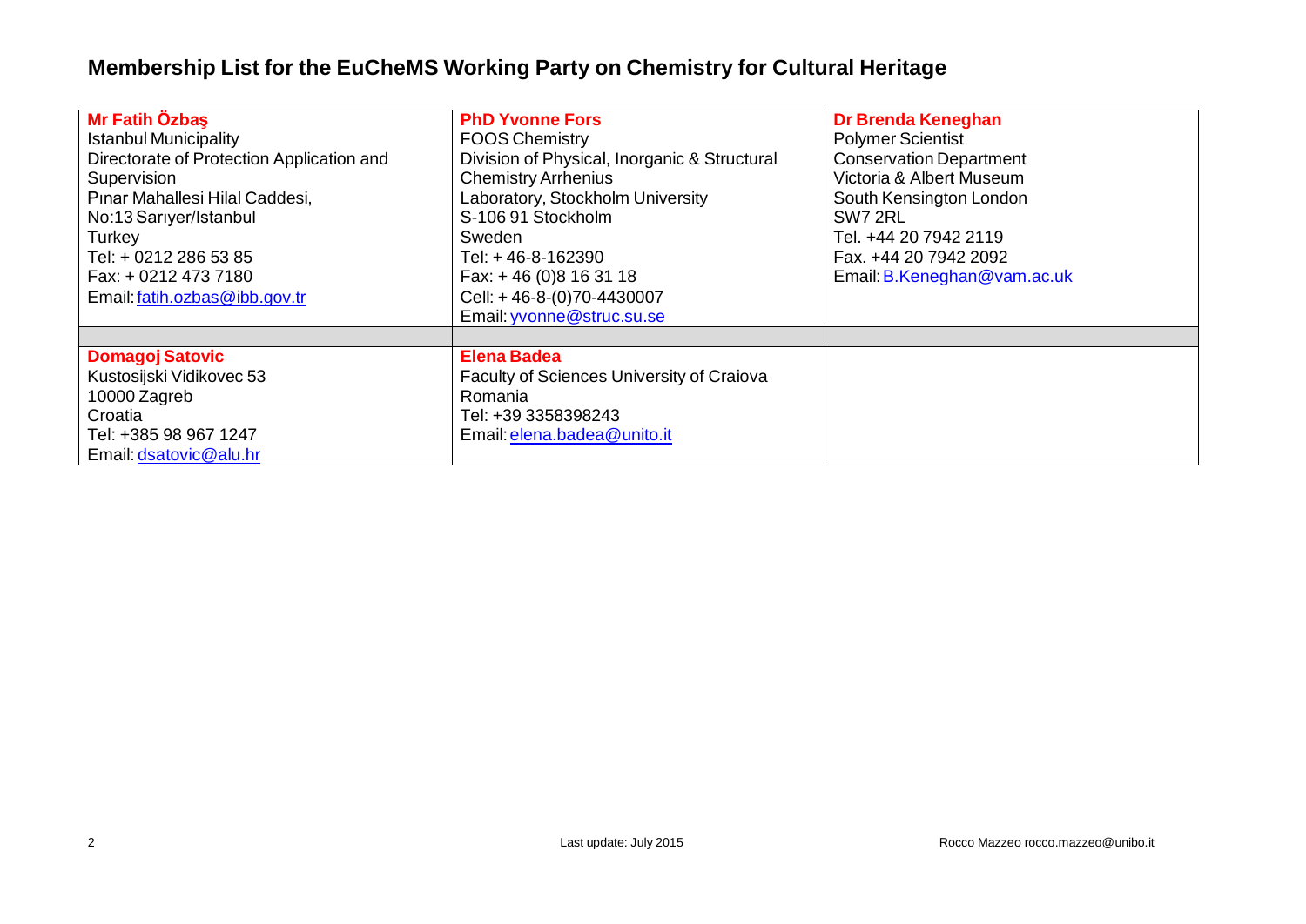## Membership List for the EuCheMS Working Party on Chemistry for Cultural Heritage

| | | |
|---|---|---|
| **Mr Fatih Özbaş**<br>Istanbul Municipality<br>Directorate of Protection Application and Supervision<br>Pınar Mahallesi Hilal Caddesi,<br>No:13 Sarıyer/Istanbul<br>Turkey<br>Tel: + 0212 286 53 85<br>Fax: + 0212 473 7180<br>Email: fatih.ozbas@ibb.gov.tr | **PhD Yvonne Fors**<br>FOOS Chemistry<br>Division of Physical, Inorganic & Structural Chemistry Arrhenius<br>Laboratory, Stockholm University<br>S-106 91 Stockholm<br>Sweden<br>Tel: + 46-8-162390<br>Fax: + 46 (0)8 16 31 18<br>Cell: + 46-8-(0)70-4430007<br>Email: yvonne@struc.su.se | **Dr Brenda Keneghan**<br>Polymer Scientist<br>Conservation Department<br>Victoria & Albert Museum<br>South Kensington London<br>SW7 2RL<br>Tel. +44 20 7942 2119<br>Fax. +44 20 7942 2092<br>Email: B.Keneghan@vam.ac.uk |
| | | |
| **Domagoj Satovic**<br>Kustosijski Vidikovec 53<br>10000 Zagreb<br>Croatia<br>Tel: +385 98 967 1247<br>Email: dsatovic@alu.hr | **Elena Badea**<br>Faculty of Sciences University of Craiova<br>Romania<br>Tel: +39 3358398243<br>Email: elena.badea@unito.it | |

Last update: July 2015

Rocco Mazzeo rocco.mazzeo@unibo.it